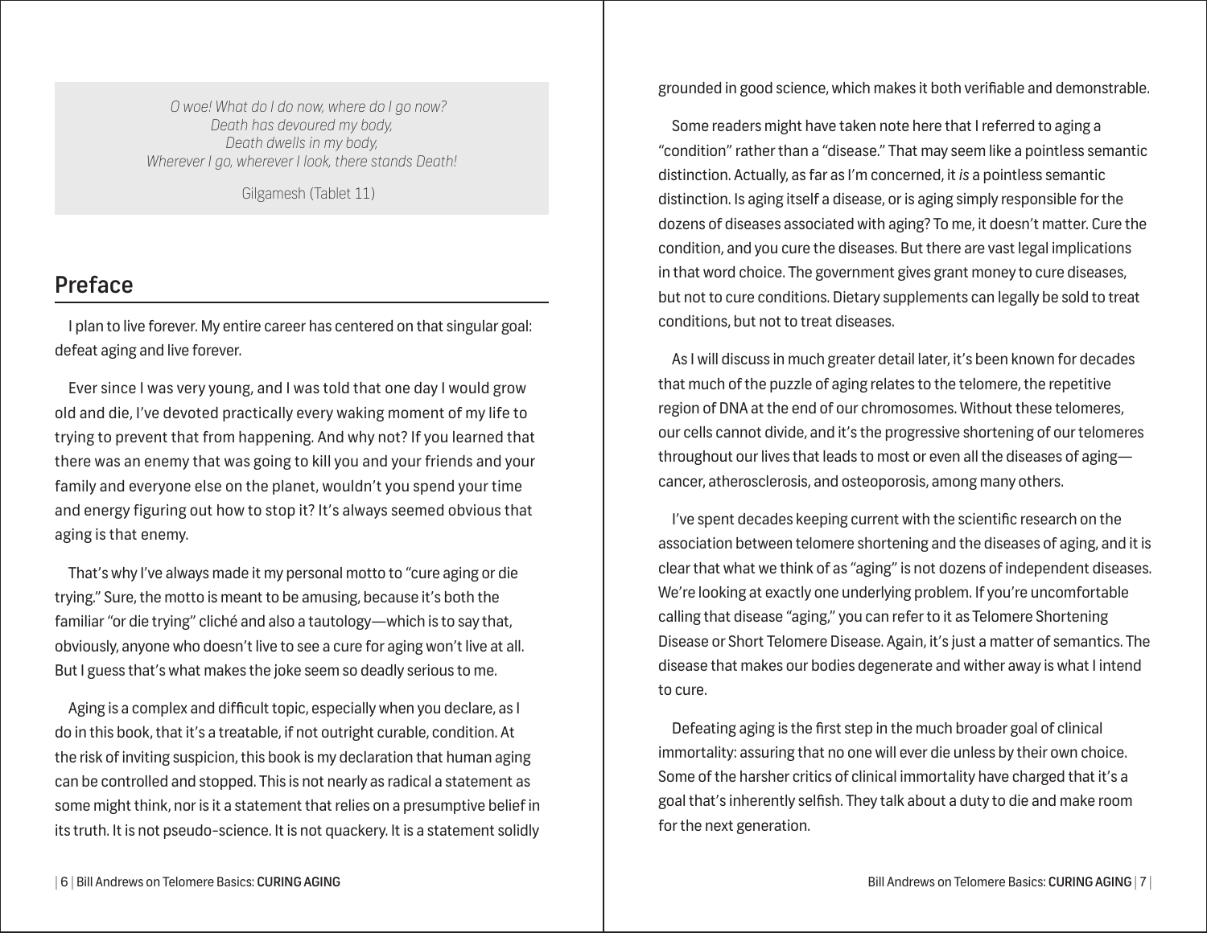> *O woe! What do I do now, where do I go now?*
> *Death has devoured my body,*
> *Death dwells in my body,*
> *Wherever I go, wherever I look, there stands Death!*
>
> Gilgamesh (Tablet 11)

## Preface

I plan to live forever. My entire career has centered on that singular goal: defeat aging and live forever.

Ever since I was very young, and I was told that one day I would grow old and die, I've devoted practically every waking moment of my life to trying to prevent that from happening. And why not? If you learned that there was an enemy that was going to kill you and your friends and your family and everyone else on the planet, wouldn't you spend your time and energy figuring out how to stop it? It's always seemed obvious that aging is that enemy.

That's why I've always made it my personal motto to "cure aging or die trying." Sure, the motto is meant to be amusing, because it's both the familiar "or die trying" cliché and also a tautology—which is to say that, obviously, anyone who doesn't live to see a cure for aging won't live at all. But I guess that's what makes the joke seem so deadly serious to me.

Aging is a complex and difficult topic, especially when you declare, as I do in this book, that it's a treatable, if not outright curable, condition. At the risk of inviting suspicion, this book is my declaration that human aging can be controlled and stopped. This is not nearly as radical a statement as some might think, nor is it a statement that relies on a presumptive belief in its truth. It is not pseudo-science. It is not quackery. It is a statement solidly grounded in good science, which makes it both verifiable and demonstrable.

Some readers might have taken note here that I referred to aging a "condition" rather than a "disease." That may seem like a pointless semantic distinction. Actually, as far as I'm concerned, it *is* a pointless semantic distinction. Is aging itself a disease, or is aging simply responsible for the dozens of diseases associated with aging? To me, it doesn't matter. Cure the condition, and you cure the diseases. But there are vast legal implications in that word choice. The government gives grant money to cure diseases, but not to cure conditions. Dietary supplements can legally be sold to treat conditions, but not to treat diseases.

As I will discuss in much greater detail later, it's been known for decades that much of the puzzle of aging relates to the telomere, the repetitive region of DNA at the end of our chromosomes. Without these telomeres, our cells cannot divide, and it's the progressive shortening of our telomeres throughout our lives that leads to most or even all the diseases of aging—cancer, atherosclerosis, and osteoporosis, among many others.

I've spent decades keeping current with the scientific research on the association between telomere shortening and the diseases of aging, and it is clear that what we think of as "aging" is not dozens of independent diseases. We're looking at exactly one underlying problem. If you're uncomfortable calling that disease "aging," you can refer to it as Telomere Shortening Disease or Short Telomere Disease. Again, it's just a matter of semantics. The disease that makes our bodies degenerate and wither away is what I intend to cure.

Defeating aging is the first step in the much broader goal of clinical immortality: assuring that no one will ever die unless by their own choice. Some of the harsher critics of clinical immortality have charged that it's a goal that's inherently selfish. They talk about a duty to die and make room for the next generation.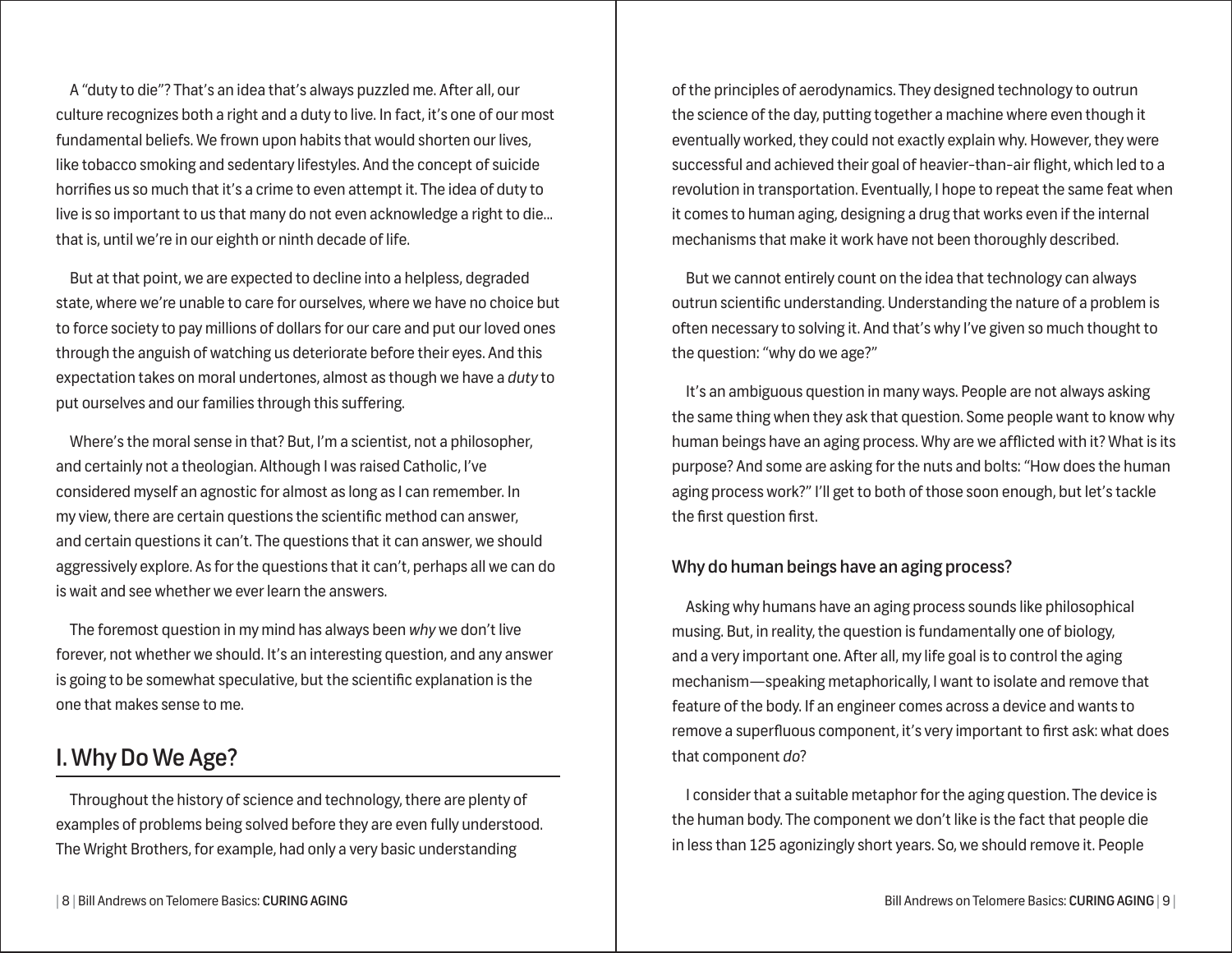A "duty to die"? That's an idea that's always puzzled me. After all, our culture recognizes both a right and a duty to live. In fact, it's one of our most fundamental beliefs. We frown upon habits that would shorten our lives, like tobacco smoking and sedentary lifestyles. And the concept of suicide horrifies us so much that it's a crime to even attempt it. The idea of duty to live is so important to us that many do not even acknowledge a right to die... that is, until we're in our eighth or ninth decade of life.

But at that point, we are expected to decline into a helpless, degraded state, where we're unable to care for ourselves, where we have no choice but to force society to pay millions of dollars for our care and put our loved ones through the anguish of watching us deteriorate before their eyes. And this expectation takes on moral undertones, almost as though we have a *duty* to put ourselves and our families through this suffering.

Where's the moral sense in that? But, I'm a scientist, not a philosopher, and certainly not a theologian. Although I was raised Catholic, I've considered myself an agnostic for almost as long as I can remember. In my view, there are certain questions the scientific method can answer, and certain questions it can't. The questions that it can answer, we should aggressively explore. As for the questions that it can't, perhaps all we can do is wait and see whether we ever learn the answers.

The foremost question in my mind has always been *why* we don't live forever, not whether we should. It's an interesting question, and any answer is going to be somewhat speculative, but the scientific explanation is the one that makes sense to me.

## I. Why Do We Age?

Throughout the history of science and technology, there are plenty of examples of problems being solved before they are even fully understood. The Wright Brothers, for example, had only a very basic understanding of the principles of aerodynamics. They designed technology to outrun the science of the day, putting together a machine where even though it eventually worked, they could not exactly explain why. However, they were successful and achieved their goal of heavier-than-air flight, which led to a revolution in transportation. Eventually, I hope to repeat the same feat when it comes to human aging, designing a drug that works even if the internal mechanisms that make it work have not been thoroughly described.

But we cannot entirely count on the idea that technology can always outrun scientific understanding. Understanding the nature of a problem is often necessary to solving it. And that's why I've given so much thought to the question: "why do we age?"

It's an ambiguous question in many ways. People are not always asking the same thing when they ask that question. Some people want to know why human beings have an aging process. Why are we afflicted with it? What is its purpose? And some are asking for the nuts and bolts: "How does the human aging process work?" I'll get to both of those soon enough, but let's tackle the first question first.

### Why do human beings have an aging process?

Asking why humans have an aging process sounds like philosophical musing. But, in reality, the question is fundamentally one of biology, and a very important one. After all, my life goal is to control the aging mechanism—speaking metaphorically, I want to isolate and remove that feature of the body. If an engineer comes across a device and wants to remove a superfluous component, it's very important to first ask: what does that component *do*?

I consider that a suitable metaphor for the aging question. The device is the human body. The component we don't like is the fact that people die in less than 125 agonizingly short years. So, we should remove it. People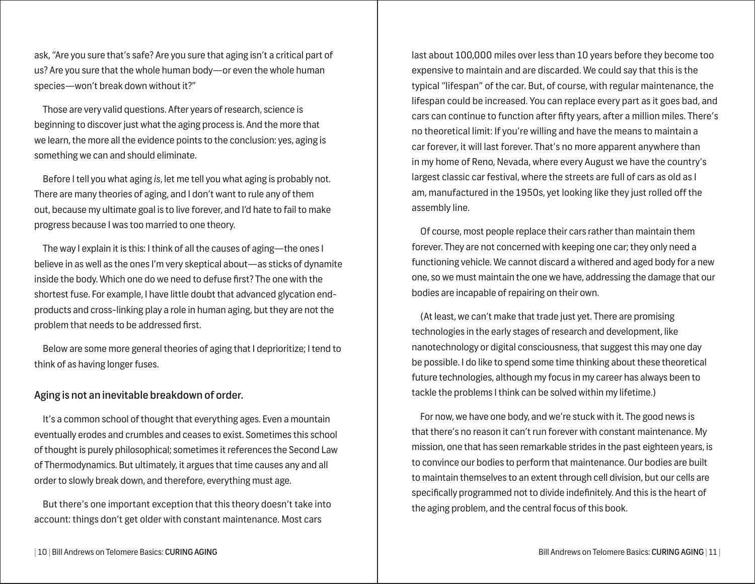ask, "Are you sure that's safe? Are you sure that aging isn't a critical part of us? Are you sure that the whole human body—or even the whole human species—won't break down without it?"

Those are very valid questions. After years of research, science is beginning to discover just what the aging process is. And the more that we learn, the more all the evidence points to the conclusion: yes, aging is something we can and should eliminate.

Before I tell you what aging *is*, let me tell you what aging is probably not. There are many theories of aging, and I don't want to rule any of them out, because my ultimate goal is to live forever, and I'd hate to fail to make progress because I was too married to one theory.

The way I explain it is this: I think of all the causes of aging—the ones I believe in as well as the ones I'm very skeptical about—as sticks of dynamite inside the body. Which one do we need to defuse first? The one with the shortest fuse. For example, I have little doubt that advanced glycation end-products and cross-linking play a role in human aging, but they are not the problem that needs to be addressed first.

Below are some more general theories of aging that I deprioritize; I tend to think of as having longer fuses.

### Aging is not an inevitable breakdown of order.

It's a common school of thought that everything ages. Even a mountain eventually erodes and crumbles and ceases to exist. Sometimes this school of thought is purely philosophical; sometimes it references the Second Law of Thermodynamics. But ultimately, it argues that time causes any and all order to slowly break down, and therefore, everything must age.

But there's one important exception that this theory doesn't take into account: things don't get older with constant maintenance. Most cars last about 100,000 miles over less than 10 years before they become too expensive to maintain and are discarded. We could say that this is the typical "lifespan" of the car. But, of course, with regular maintenance, the lifespan could be increased. You can replace every part as it goes bad, and cars can continue to function after fifty years, after a million miles. There's no theoretical limit: If you're willing and have the means to maintain a car forever, it will last forever. That's no more apparent anywhere than in my home of Reno, Nevada, where every August we have the country's largest classic car festival, where the streets are full of cars as old as I am, manufactured in the 1950s, yet looking like they just rolled off the assembly line.

Of course, most people replace their cars rather than maintain them forever. They are not concerned with keeping one car; they only need a functioning vehicle. We cannot discard a withered and aged body for a new one, so we must maintain the one we have, addressing the damage that our bodies are incapable of repairing on their own.

(At least, we can't make that trade just yet. There are promising technologies in the early stages of research and development, like nanotechnology or digital consciousness, that suggest this may one day be possible. I do like to spend some time thinking about these theoretical future technologies, although my focus in my career has always been to tackle the problems I think can be solved within my lifetime.)

For now, we have one body, and we're stuck with it. The good news is that there's no reason it can't run forever with constant maintenance. My mission, one that has seen remarkable strides in the past eighteen years, is to convince our bodies to perform that maintenance. Our bodies are built to maintain themselves to an extent through cell division, but our cells are specifically programmed not to divide indefinitely. And this is the heart of the aging problem, and the central focus of this book.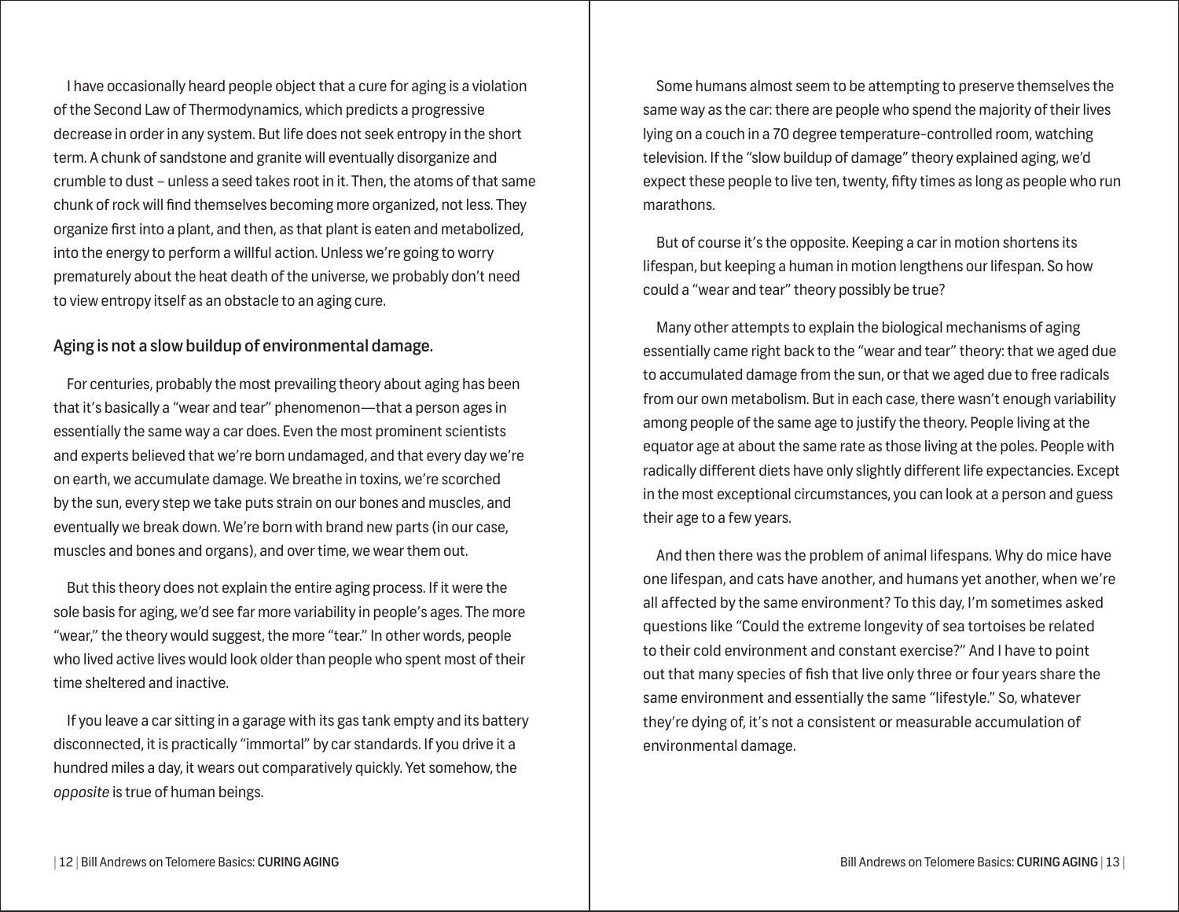I have occasionally heard people object that a cure for aging is a violation of the Second Law of Thermodynamics, which predicts a progressive decrease in order in any system. But life does not seek entropy in the short term. A chunk of sandstone and granite will eventually disorganize and crumble to dust – unless a seed takes root in it. Then, the atoms of that same chunk of rock will find themselves becoming more organized, not less. They organize first into a plant, and then, as that plant is eaten and metabolized, into the energy to perform a willful action. Unless we're going to worry prematurely about the heat death of the universe, we probably don't need to view entropy itself as an obstacle to an aging cure.

## Aging is not a slow buildup of environmental damage.

For centuries, probably the most prevailing theory about aging has been that it's basically a "wear and tear" phenomenon—that a person ages in essentially the same way a car does. Even the most prominent scientists and experts believed that we're born undamaged, and that every day we're on earth, we accumulate damage. We breathe in toxins, we're scorched by the sun, every step we take puts strain on our bones and muscles, and eventually we break down. We're born with brand new parts (in our case, muscles and bones and organs), and over time, we wear them out.

But this theory does not explain the entire aging process. If it were the sole basis for aging, we'd see far more variability in people's ages. The more "wear," the theory would suggest, the more "tear." In other words, people who lived active lives would look older than people who spent most of their time sheltered and inactive.

If you leave a car sitting in a garage with its gas tank empty and its battery disconnected, it is practically "immortal" by car standards. If you drive it a hundred miles a day, it wears out comparatively quickly. Yet somehow, the *opposite* is true of human beings.

Some humans almost seem to be attempting to preserve themselves the same way as the car: there are people who spend the majority of their lives lying on a couch in a 70 degree temperature-controlled room, watching television. If the "slow buildup of damage" theory explained aging, we'd expect these people to live ten, twenty, fifty times as long as people who run marathons.

But of course it's the opposite. Keeping a car in motion shortens its lifespan, but keeping a human in motion lengthens our lifespan. So how could a "wear and tear" theory possibly be true?

Many other attempts to explain the biological mechanisms of aging essentially came right back to the "wear and tear" theory: that we aged due to accumulated damage from the sun, or that we aged due to free radicals from our own metabolism. But in each case, there wasn't enough variability among people of the same age to justify the theory. People living at the equator age at about the same rate as those living at the poles. People with radically different diets have only slightly different life expectancies. Except in the most exceptional circumstances, you can look at a person and guess their age to a few years.

And then there was the problem of animal lifespans. Why do mice have one lifespan, and cats have another, and humans yet another, when we're all affected by the same environment? To this day, I'm sometimes asked questions like "Could the extreme longevity of sea tortoises be related to their cold environment and constant exercise?" And I have to point out that many species of fish that live only three or four years share the same environment and essentially the same "lifestyle." So, whatever they're dying of, it's not a consistent or measurable accumulation of environmental damage.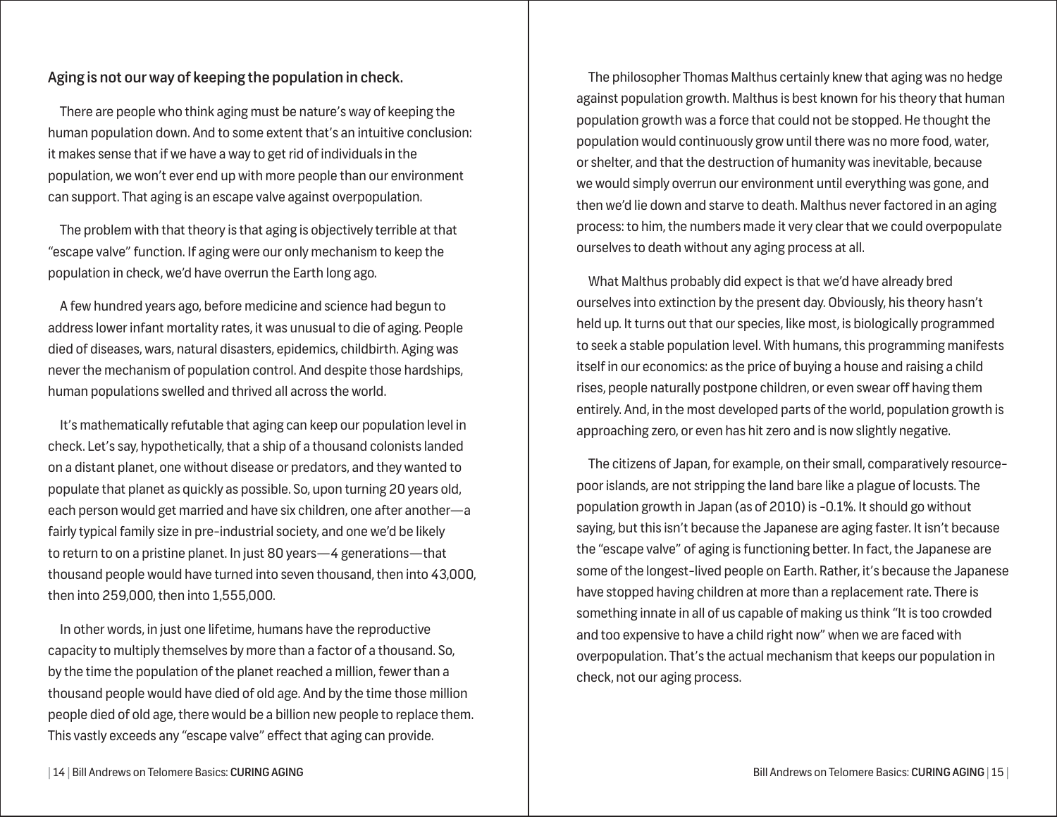### Aging is not our way of keeping the population in check.

There are people who think aging must be nature's way of keeping the human population down. And to some extent that's an intuitive conclusion: it makes sense that if we have a way to get rid of individuals in the population, we won't ever end up with more people than our environment can support. That aging is an escape valve against overpopulation.

The problem with that theory is that aging is objectively terrible at that "escape valve" function. If aging were our only mechanism to keep the population in check, we'd have overrun the Earth long ago.

A few hundred years ago, before medicine and science had begun to address lower infant mortality rates, it was unusual to die of aging. People died of diseases, wars, natural disasters, epidemics, childbirth. Aging was never the mechanism of population control. And despite those hardships, human populations swelled and thrived all across the world.

It's mathematically refutable that aging can keep our population level in check. Let's say, hypothetically, that a ship of a thousand colonists landed on a distant planet, one without disease or predators, and they wanted to populate that planet as quickly as possible. So, upon turning 20 years old, each person would get married and have six children, one after another—a fairly typical family size in pre-industrial society, and one we'd be likely to return to on a pristine planet. In just 80 years—4 generations—that thousand people would have turned into seven thousand, then into 43,000, then into 259,000, then into 1,555,000.

In other words, in just one lifetime, humans have the reproductive capacity to multiply themselves by more than a factor of a thousand. So, by the time the population of the planet reached a million, fewer than a thousand people would have died of old age. And by the time those million people died of old age, there would be a billion new people to replace them. This vastly exceeds any "escape valve" effect that aging can provide.

The philosopher Thomas Malthus certainly knew that aging was no hedge against population growth. Malthus is best known for his theory that human population growth was a force that could not be stopped. He thought the population would continuously grow until there was no more food, water, or shelter, and that the destruction of humanity was inevitable, because we would simply overrun our environment until everything was gone, and then we'd lie down and starve to death. Malthus never factored in an aging process: to him, the numbers made it very clear that we could overpopulate ourselves to death without any aging process at all.

What Malthus probably did expect is that we'd have already bred ourselves into extinction by the present day. Obviously, his theory hasn't held up. It turns out that our species, like most, is biologically programmed to seek a stable population level. With humans, this programming manifests itself in our economics: as the price of buying a house and raising a child rises, people naturally postpone children, or even swear off having them entirely. And, in the most developed parts of the world, population growth is approaching zero, or even has hit zero and is now slightly negative.

The citizens of Japan, for example, on their small, comparatively resource-poor islands, are not stripping the land bare like a plague of locusts. The population growth in Japan (as of 2010) is -0.1%. It should go without saying, but this isn't because the Japanese are aging faster. It isn't because the "escape valve" of aging is functioning better. In fact, the Japanese are some of the longest-lived people on Earth. Rather, it's because the Japanese have stopped having children at more than a replacement rate. There is something innate in all of us capable of making us think "It is too crowded and too expensive to have a child right now" when we are faced with overpopulation. That's the actual mechanism that keeps our population in check, not our aging process.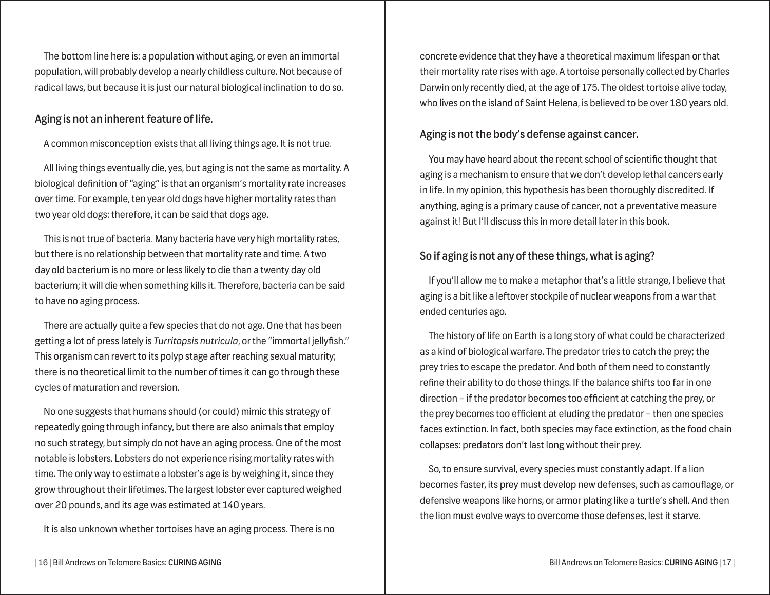The bottom line here is: a population without aging, or even an immortal population, will probably develop a nearly childless culture. Not because of radical laws, but because it is just our natural biological inclination to do so.

### Aging is not an inherent feature of life.

A common misconception exists that all living things age. It is not true.

All living things eventually die, yes, but aging is not the same as mortality. A biological definition of "aging" is that an organism's mortality rate increases over time. For example, ten year old dogs have higher mortality rates than two year old dogs: therefore, it can be said that dogs age.

This is not true of bacteria. Many bacteria have very high mortality rates, but there is no relationship between that mortality rate and time. A two day old bacterium is no more or less likely to die than a twenty day old bacterium; it will die when something kills it. Therefore, bacteria can be said to have no aging process.

There are actually quite a few species that do not age. One that has been getting a lot of press lately is *Turritopsis nutricula*, or the "immortal jellyfish." This organism can revert to its polyp stage after reaching sexual maturity; there is no theoretical limit to the number of times it can go through these cycles of maturation and reversion.

No one suggests that humans should (or could) mimic this strategy of repeatedly going through infancy, but there are also animals that employ no such strategy, but simply do not have an aging process. One of the most notable is lobsters. Lobsters do not experience rising mortality rates with time. The only way to estimate a lobster's age is by weighing it, since they grow throughout their lifetimes. The largest lobster ever captured weighed over 20 pounds, and its age was estimated at 140 years.

It is also unknown whether tortoises have an aging process. There is no concrete evidence that they have a theoretical maximum lifespan or that their mortality rate rises with age. A tortoise personally collected by Charles Darwin only recently died, at the age of 175. The oldest tortoise alive today, who lives on the island of Saint Helena, is believed to be over 180 years old.

### Aging is not the body's defense against cancer.

You may have heard about the recent school of scientific thought that aging is a mechanism to ensure that we don't develop lethal cancers early in life. In my opinion, this hypothesis has been thoroughly discredited. If anything, aging is a primary cause of cancer, not a preventative measure against it! But I'll discuss this in more detail later in this book.

### So if aging is not any of these things, what is aging?

If you'll allow me to make a metaphor that's a little strange, I believe that aging is a bit like a leftover stockpile of nuclear weapons from a war that ended centuries ago.

The history of life on Earth is a long story of what could be characterized as a kind of biological warfare. The predator tries to catch the prey; the prey tries to escape the predator. And both of them need to constantly refine their ability to do those things. If the balance shifts too far in one direction – if the predator becomes too efficient at catching the prey, or the prey becomes too efficient at eluding the predator – then one species faces extinction. In fact, both species may face extinction, as the food chain collapses: predators don't last long without their prey.

So, to ensure survival, every species must constantly adapt. If a lion becomes faster, its prey must develop new defenses, such as camouflage, or defensive weapons like horns, or armor plating like a turtle's shell. And then the lion must evolve ways to overcome those defenses, lest it starve.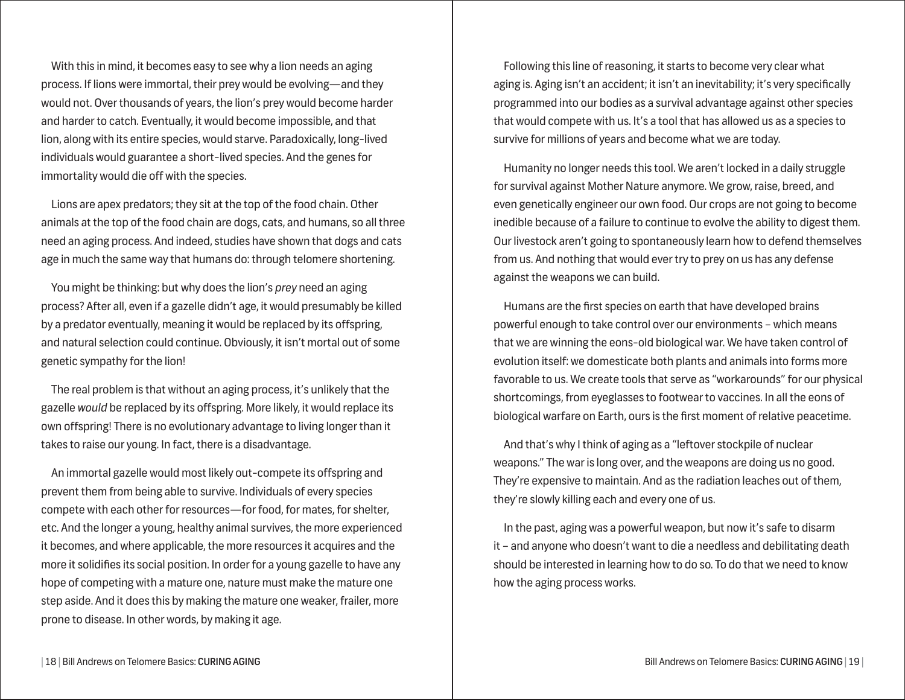With this in mind, it becomes easy to see why a lion needs an aging process. If lions were immortal, their prey would be evolving—and they would not. Over thousands of years, the lion's prey would become harder and harder to catch. Eventually, it would become impossible, and that lion, along with its entire species, would starve. Paradoxically, long-lived individuals would guarantee a short-lived species. And the genes for immortality would die off with the species.

Lions are apex predators; they sit at the top of the food chain. Other animals at the top of the food chain are dogs, cats, and humans, so all three need an aging process. And indeed, studies have shown that dogs and cats age in much the same way that humans do: through telomere shortening.

You might be thinking: but why does the lion's *prey* need an aging process? After all, even if a gazelle didn't age, it would presumably be killed by a predator eventually, meaning it would be replaced by its offspring, and natural selection could continue. Obviously, it isn't mortal out of some genetic sympathy for the lion!

The real problem is that without an aging process, it's unlikely that the gazelle *would* be replaced by its offspring. More likely, it would replace its own offspring! There is no evolutionary advantage to living longer than it takes to raise our young. In fact, there is a disadvantage.

An immortal gazelle would most likely out-compete its offspring and prevent them from being able to survive. Individuals of every species compete with each other for resources—for food, for mates, for shelter, etc. And the longer a young, healthy animal survives, the more experienced it becomes, and where applicable, the more resources it acquires and the more it solidifies its social position. In order for a young gazelle to have any hope of competing with a mature one, nature must make the mature one step aside. And it does this by making the mature one weaker, frailer, more prone to disease. In other words, by making it age.

Following this line of reasoning, it starts to become very clear what aging is. Aging isn't an accident; it isn't an inevitability; it's very specifically programmed into our bodies as a survival advantage against other species that would compete with us. It's a tool that has allowed us as a species to survive for millions of years and become what we are today.

Humanity no longer needs this tool. We aren't locked in a daily struggle for survival against Mother Nature anymore. We grow, raise, breed, and even genetically engineer our own food. Our crops are not going to become inedible because of a failure to continue to evolve the ability to digest them. Our livestock aren't going to spontaneously learn how to defend themselves from us. And nothing that would ever try to prey on us has any defense against the weapons we can build.

Humans are the first species on earth that have developed brains powerful enough to take control over our environments – which means that we are winning the eons-old biological war. We have taken control of evolution itself: we domesticate both plants and animals into forms more favorable to us. We create tools that serve as "workarounds" for our physical shortcomings, from eyeglasses to footwear to vaccines. In all the eons of biological warfare on Earth, ours is the first moment of relative peacetime.

And that's why I think of aging as a "leftover stockpile of nuclear weapons." The war is long over, and the weapons are doing us no good. They're expensive to maintain. And as the radiation leaches out of them, they're slowly killing each and every one of us.

In the past, aging was a powerful weapon, but now it's safe to disarm it – and anyone who doesn't want to die a needless and debilitating death should be interested in learning how to do so. To do that we need to know how the aging process works.